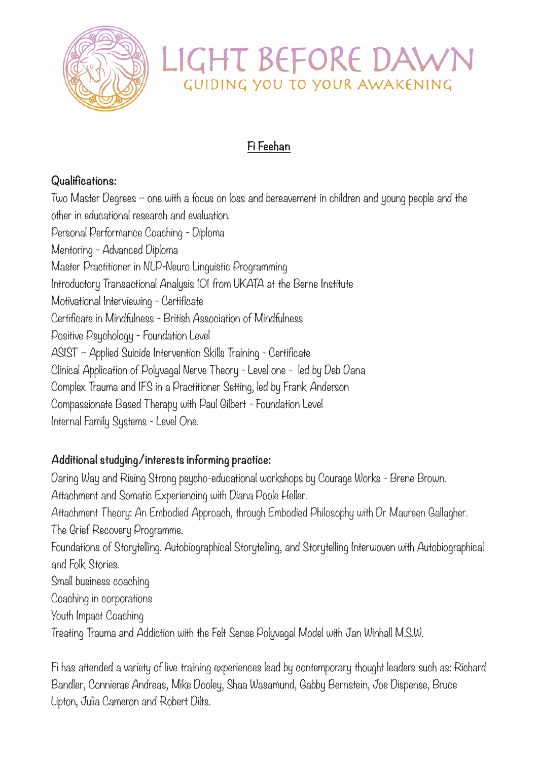# LIGHT BEFORE DAWN

GUIDING YOU TO YOUR AWAKENING

## Fi Feehan

### Qualifications:

Two Master Degrees – one with a focus on loss and bereavement in children and young people and the other in educational research and evaluation.
Personal Performance Coaching - Diploma
Mentoring - Advanced Diploma
Master Practitioner in NLP-Neuro Linguistic Programming
Introductory Transactional Analysis 101 from UKATA at the Berne Institute
Motivational Interviewing - Certificate
Certificate in Mindfulness - British Association of Mindfulness
Positive Psychology - Foundation Level
ASIST – Applied Suicide Intervention Skills Training - Certificate
Clinical Application of Polyvagal Nerve Theory - Level one - led by Deb Dana
Complex Trauma and IFS in a Practitioner Setting, led by Frank Anderson
Compassionate Based Therapy with Paul Gilbert - Foundation Level
Internal Family Systems - Level One.

### Additional studying/interests informing practice:

Daring Way and Rising Strong psycho-educational workshops by Courage Works - Brene Brown.
Attachment and Somatic Experiencing with Diana Poole Heller.
Attachment Theory: An Embodied Approach, through Embodied Philosophy with Dr Maureen Gallagher.
The Grief Recovery Programme.
Foundations of Storytelling. Autobiographical Storytelling, and Storytelling Interwoven with Autobiographical and Folk Stories.
Small business coaching
Coaching in corporations
Youth Impact Coaching
Treating Trauma and Addiction with the Felt Sense Polyvagal Model with Jan Winhall M.S.W.

Fi has attended a variety of live training experiences lead by contemporary thought leaders such as: Richard Bandler, Connierae Andreas, Mike Dooley, Shaa Wasamund, Gabby Bernstein, Joe Dispense, Bruce Lipton, Julia Cameron and Robert Dilts.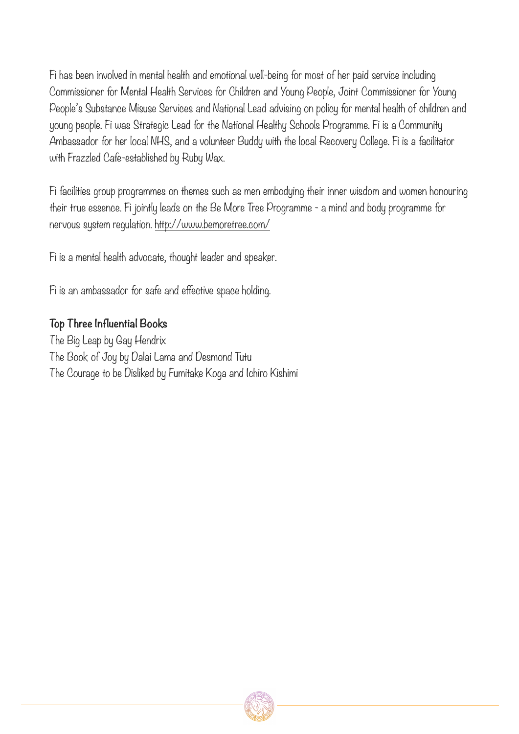Fi has been involved in mental health and emotional well-being for most of her paid service including Commissioner for Mental Health Services for Children and Young People, Joint Commissioner for Young People's Substance Misuse Services and National Lead advising on policy for mental health of children and young people. Fi was Strategic Lead for the National Healthy Schools Programme. Fi is a Community Ambassador for her local NHS, and a volunteer Buddy with the local Recovery College. Fi is a facilitator with Frazzled Cafe-established by Ruby Wax.

Fi facilities group programmes on themes such as men embodying their inner wisdom and women honouring their true essence. Fi jointly leads on the Be More Tree Programme - a mind and body programme for nervous system regulation. http://www.bemoretree.com/

Fi is a mental health advocate, thought leader and speaker.

Fi is an ambassador for safe and effective space holding.

**Top Three Influential Books**

The Big Leap by Gay Hendrix
The Book of Joy by Dalai Lama and Desmond Tutu
The Courage to be Disliked by Fumitake Koga and Ichiro Kishimi